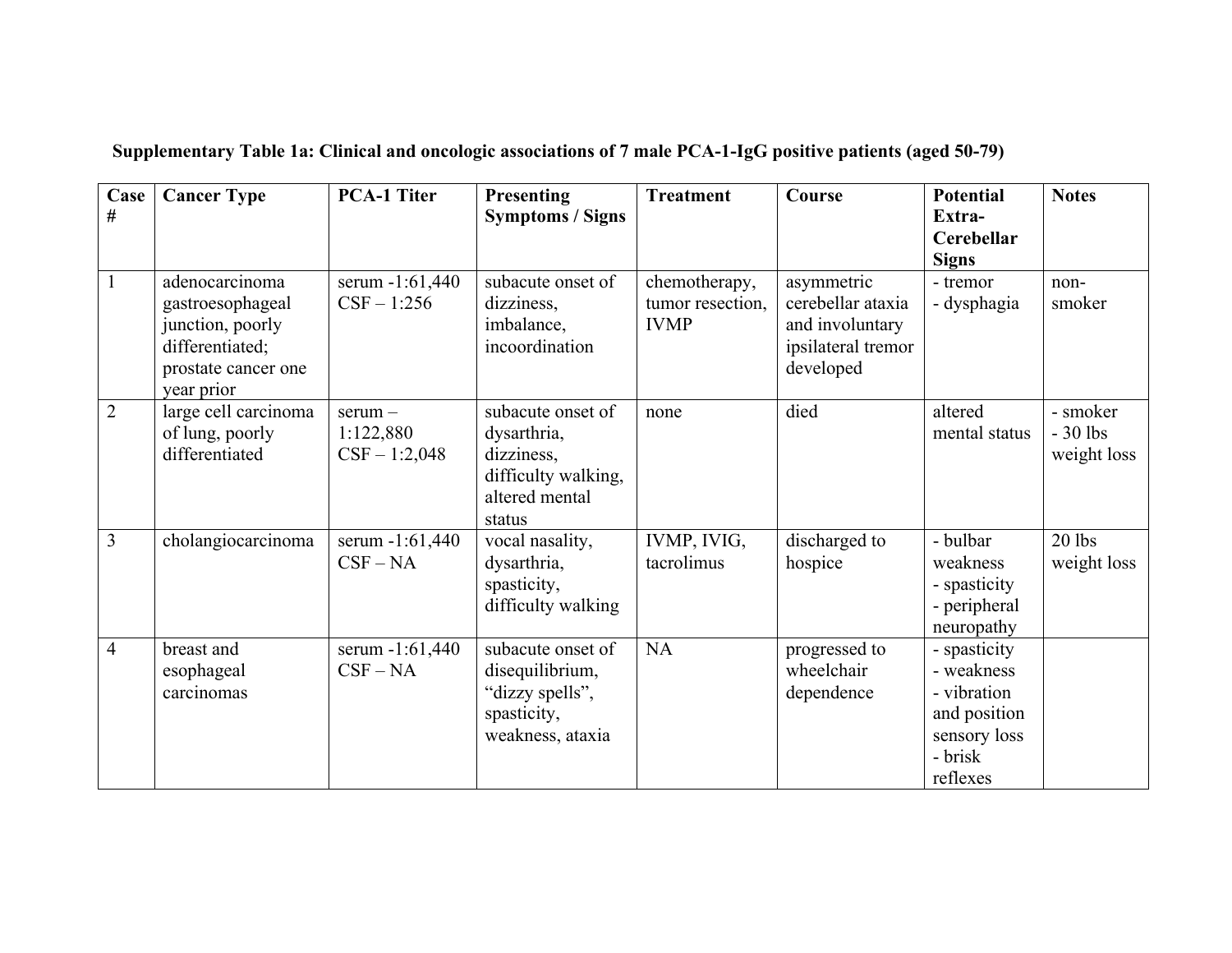**Supplementary Table 1a: Clinical and oncologic associations of 7 male PCA-1-IgG positive patients (aged 50-79)**

| Case # | Cancer Type | PCA-1 Titer | Presenting Symptoms / Signs | Treatment | Course | Potential Extra-Cerebellar Signs | Notes |
|---|---|---|---|---|---|---|---|
| 1 | adenocarcinoma gastroesophageal junction, poorly differentiated; prostate cancer one year prior | serum -1:61,440<br>CSF – 1:256 | subacute onset of dizziness, imbalance, incoordination | chemotherapy, tumor resection, IVMP | asymmetric cerebellar ataxia and involuntary ipsilateral tremor developed | - tremor<br>- dysphagia | non-smoker |
| 2 | large cell carcinoma of lung, poorly differentiated | serum – 1:122,880<br>CSF – 1:2,048 | subacute onset of dysarthria, dizziness, difficulty walking, altered mental status | none | died | altered mental status | - smoker<br>- 30 lbs weight loss |
| 3 | cholangiocarcinoma | serum -1:61,440<br>CSF – NA | vocal nasality, dysarthria, spasticity, difficulty walking | IVMP, IVIG, tacrolimus | discharged to hospice | - bulbar weakness<br>- spasticity<br>- peripheral neuropathy | 20 lbs weight loss |
| 4 | breast and esophageal carcinomas | serum -1:61,440<br>CSF – NA | subacute onset of disequilibrium, "dizzy spells", spasticity, weakness, ataxia | NA | progressed to wheelchair dependence | - spasticity<br>- weakness<br>- vibration and position sensory loss<br>- brisk reflexes | |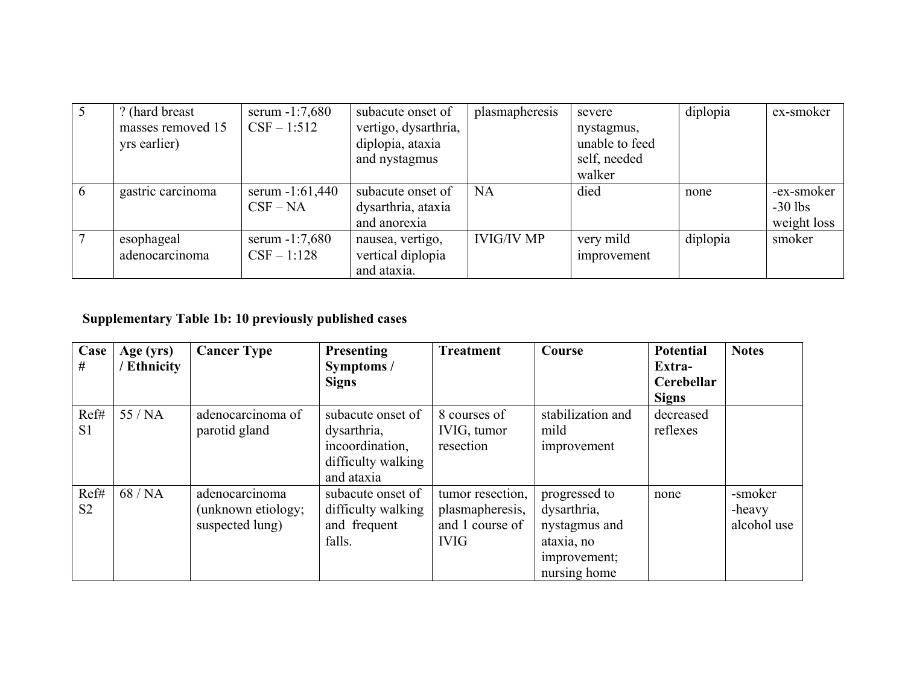| 5 | ? (hard breast masses removed 15 yrs earlier) | serum -1:7,680 CSF – 1:512 | subacute onset of vertigo, dysarthria, diplopia, ataxia and nystagmus | plasmapheresis | severe nystagmus, unable to feed self, needed walker | diplopia | ex-smoker |
|---|---|---|---|---|---|---|---|
| 6 | gastric carcinoma | serum -1:61,440 CSF – NA | subacute onset of dysarthria, ataxia and anorexia | NA | died | none | -ex-smoker -30 lbs weight loss |
| 7 | esophageal adenocarcinoma | serum -1:7,680 CSF – 1:128 | nausea, vertigo, vertical diplopia and ataxia. | IVIG/IV MP | very mild improvement | diplopia | smoker |

**Supplementary Table 1b: 10 previously published cases**

| Case # | Age (yrs) / Ethnicity | Cancer Type | Presenting Symptoms / Signs | Treatment | Course | Potential Extra-Cerebellar Signs | Notes |
|---|---|---|---|---|---|---|---|
| Ref# S1 | 55 / NA | adenocarcinoma of parotid gland | subacute onset of dysarthria, incoordination, difficulty walking and ataxia | 8 courses of IVIG, tumor resection | stabilization and mild improvement | decreased reflexes | |
| Ref# S2 | 68 / NA | adenocarcinoma (unknown etiology; suspected lung) | subacute onset of difficulty walking and frequent falls. | tumor resection, plasmapheresis, and 1 course of IVIG | progressed to dysarthria, nystagmus and ataxia, no improvement; nursing home | none | -smoker -heavy alcohol use |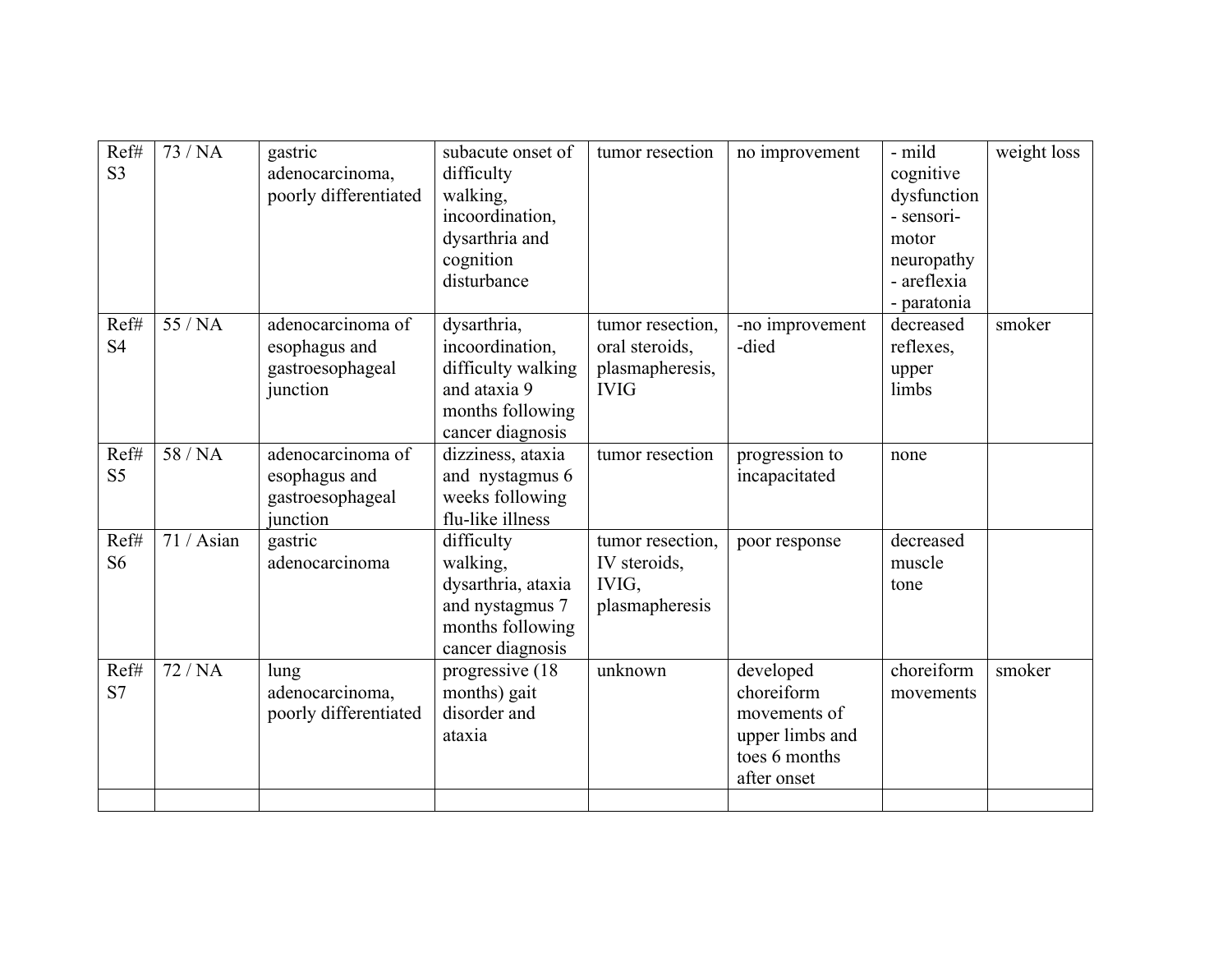| Ref# S3 | 73 / NA | gastric adenocarcinoma, poorly differentiated | subacute onset of difficulty walking, incoordination, dysarthria and cognition disturbance | tumor resection | no improvement | - mild cognitive dysfunction<br>- sensori-motor neuropathy<br>- areflexia<br>- paratonia | weight loss |
|---|---|---|---|---|---|---|---|
| Ref# S4 | 55 / NA | adenocarcinoma of esophagus and gastroesophageal junction | dysarthria, incoordination, difficulty walking and ataxia 9 months following cancer diagnosis | tumor resection, oral steroids, plasmapheresis, IVIG | -no improvement<br>-died | decreased reflexes, upper limbs | smoker |
| Ref# S5 | 58 / NA | adenocarcinoma of esophagus and gastroesophageal junction | dizziness, ataxia and nystagmus 6 weeks following flu-like illness | tumor resection | progression to incapacitated | none | |
| Ref# S6 | 71 / Asian | gastric adenocarcinoma | difficulty walking, dysarthria, ataxia and nystagmus 7 months following cancer diagnosis | tumor resection, IV steroids, IVIG, plasmapheresis | poor response | decreased muscle tone | |
| Ref# S7 | 72 / NA | lung adenocarcinoma, poorly differentiated | progressive (18 months) gait disorder and ataxia | unknown | developed choreiform movements of upper limbs and toes 6 months after onset | choreiform movements | smoker |
| | | | | | | | |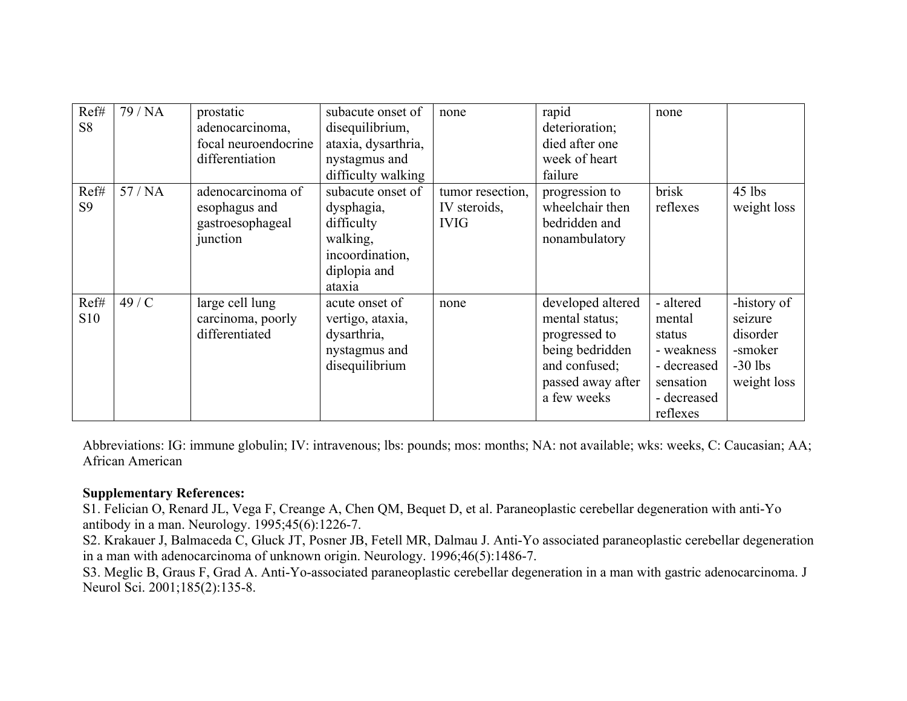| | | | | | | | |
|---|---|---|---|---|---|---|---|
| Ref# S8 | 79 / NA | prostatic adenocarcinoma, focal neuroendocrine differentiation | subacute onset of disequilibrium, ataxia, dysarthria, nystagmus and difficulty walking | none | rapid deterioration; died after one week of heart failure | none | |
| Ref# S9 | 57 / NA | adenocarcinoma of esophagus and gastroesophageal junction | subacute onset of dysphagia, difficulty walking, incoordination, diplopia and ataxia | tumor resection, IV steroids, IVIG | progression to wheelchair then bedridden and nonambulatory | brisk reflexes | 45 lbs weight loss |
| Ref# S10 | 49 / C | large cell lung carcinoma, poorly differentiated | acute onset of vertigo, ataxia, dysarthria, nystagmus and disequilibrium | none | developed altered mental status; progressed to being bedridden and confused; passed away after a few weeks | - altered mental status<br>- weakness<br>- decreased sensation<br>- decreased reflexes | -history of seizure disorder<br>-smoker<br>-30 lbs weight loss |

Abbreviations: IG: immune globulin; IV: intravenous; lbs: pounds; mos: months; NA: not available; wks: weeks, C: Caucasian; AA; African American

**Supplementary References:**

S1. Felician O, Renard JL, Vega F, Creange A, Chen QM, Bequet D, et al. Paraneoplastic cerebellar degeneration with anti-Yo antibody in a man. Neurology. 1995;45(6):1226-7.

S2. Krakauer J, Balmaceda C, Gluck JT, Posner JB, Fetell MR, Dalmau J. Anti-Yo associated paraneoplastic cerebellar degeneration in a man with adenocarcinoma of unknown origin. Neurology. 1996;46(5):1486-7.

S3. Meglic B, Graus F, Grad A. Anti-Yo-associated paraneoplastic cerebellar degeneration in a man with gastric adenocarcinoma. J Neurol Sci. 2001;185(2):135-8.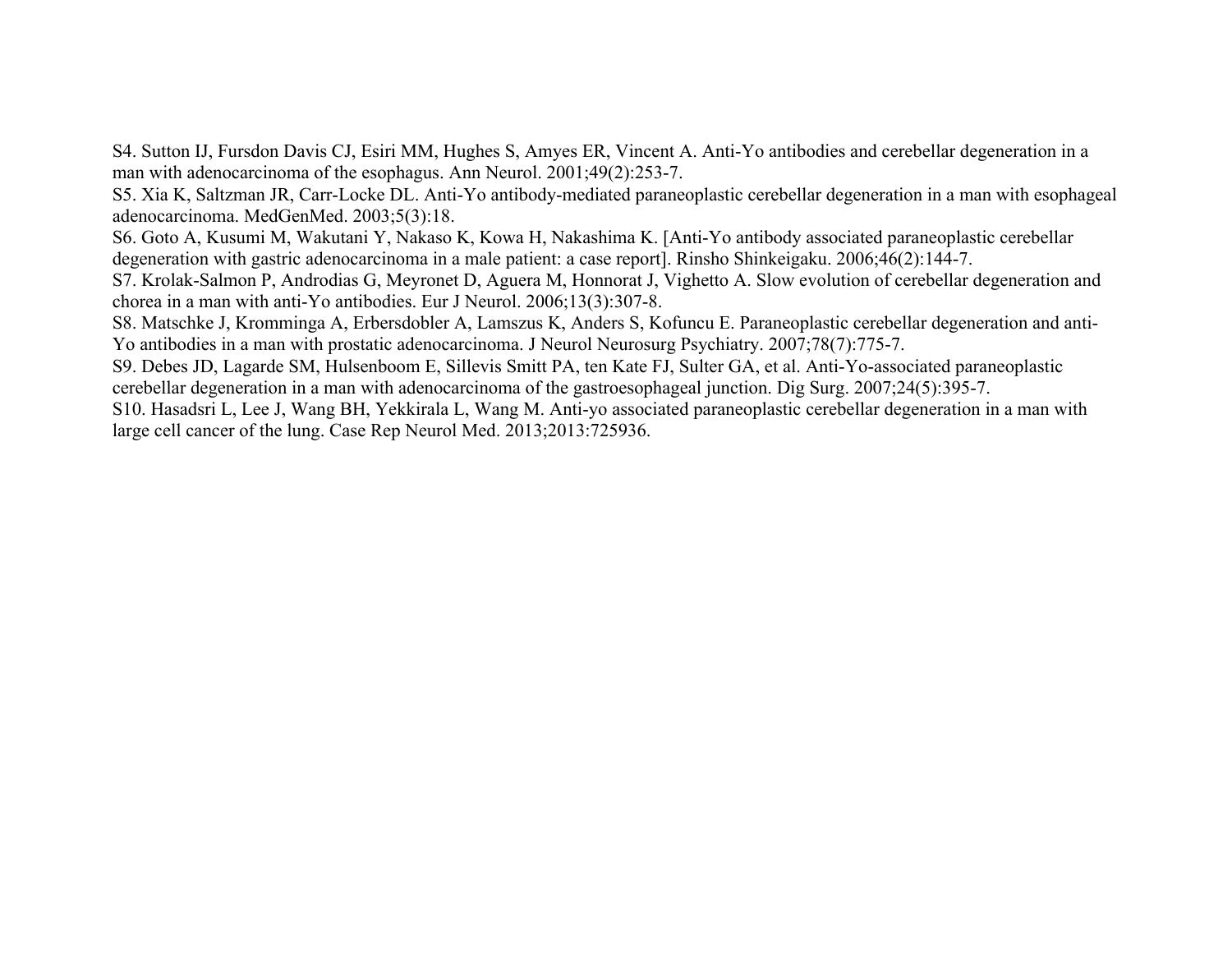S4. Sutton IJ, Fursdon Davis CJ, Esiri MM, Hughes S, Amyes ER, Vincent A. Anti-Yo antibodies and cerebellar degeneration in a man with adenocarcinoma of the esophagus. Ann Neurol. 2001;49(2):253-7.

S5. Xia K, Saltzman JR, Carr-Locke DL. Anti-Yo antibody-mediated paraneoplastic cerebellar degeneration in a man with esophageal adenocarcinoma. MedGenMed. 2003;5(3):18.

S6. Goto A, Kusumi M, Wakutani Y, Nakaso K, Kowa H, Nakashima K. [Anti-Yo antibody associated paraneoplastic cerebellar degeneration with gastric adenocarcinoma in a male patient: a case report]. Rinsho Shinkeigaku. 2006;46(2):144-7.

S7. Krolak-Salmon P, Androdias G, Meyronet D, Aguera M, Honnorat J, Vighetto A. Slow evolution of cerebellar degeneration and chorea in a man with anti-Yo antibodies. Eur J Neurol. 2006;13(3):307-8.

S8. Matschke J, Kromminga A, Erbersdobler A, Lamszus K, Anders S, Kofuncu E. Paraneoplastic cerebellar degeneration and anti-Yo antibodies in a man with prostatic adenocarcinoma. J Neurol Neurosurg Psychiatry. 2007;78(7):775-7.

S9. Debes JD, Lagarde SM, Hulsenboom E, Sillevis Smitt PA, ten Kate FJ, Sulter GA, et al. Anti-Yo-associated paraneoplastic cerebellar degeneration in a man with adenocarcinoma of the gastroesophageal junction. Dig Surg. 2007;24(5):395-7.

S10. Hasadsri L, Lee J, Wang BH, Yekkirala L, Wang M. Anti-yo associated paraneoplastic cerebellar degeneration in a man with large cell cancer of the lung. Case Rep Neurol Med. 2013;2013:725936.